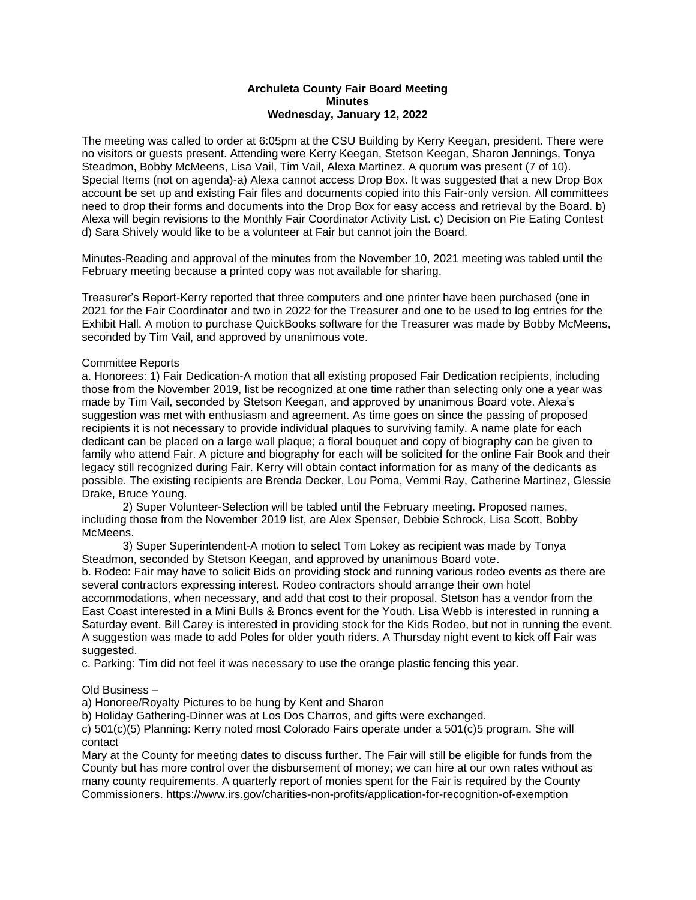**Archuleta County Fair Board Meeting**
**Minutes**
**Wednesday, January 12, 2022**

The meeting was called to order at 6:05pm at the CSU Building by Kerry Keegan, president. There were no visitors or guests present. Attending were Kerry Keegan, Stetson Keegan, Sharon Jennings, Tonya Steadmon, Bobby McMeens, Lisa Vail, Tim Vail, Alexa Martinez. A quorum was present (7 of 10). Special Items (not on agenda)-a) Alexa cannot access Drop Box. It was suggested that a new Drop Box account be set up and existing Fair files and documents copied into this Fair-only version. All committees need to drop their forms and documents into the Drop Box for easy access and retrieval by the Board. b) Alexa will begin revisions to the Monthly Fair Coordinator Activity List. c) Decision on Pie Eating Contest d) Sara Shively would like to be a volunteer at Fair but cannot join the Board.

Minutes-Reading and approval of the minutes from the November 10, 2021 meeting was tabled until the February meeting because a printed copy was not available for sharing.

Treasurer's Report-Kerry reported that three computers and one printer have been purchased (one in 2021 for the Fair Coordinator and two in 2022 for the Treasurer and one to be used to log entries for the Exhibit Hall. A motion to purchase QuickBooks software for the Treasurer was made by Bobby McMeens, seconded by Tim Vail, and approved by unanimous vote.

Committee Reports

a. Honorees: 1) Fair Dedication-A motion that all existing proposed Fair Dedication recipients, including those from the November 2019, list be recognized at one time rather than selecting only one a year was made by Tim Vail, seconded by Stetson Keegan, and approved by unanimous Board vote. Alexa's suggestion was met with enthusiasm and agreement. As time goes on since the passing of proposed recipients it is not necessary to provide individual plaques to surviving family. A name plate for each dedicant can be placed on a large wall plaque; a floral bouquet and copy of biography can be given to family who attend Fair. A picture and biography for each will be solicited for the online Fair Book and their legacy still recognized during Fair. Kerry will obtain contact information for as many of the dedicants as possible. The existing recipients are Brenda Decker, Lou Poma, Vemmi Ray, Catherine Martinez, Glessie Drake, Bruce Young.

2) Super Volunteer-Selection will be tabled until the February meeting. Proposed names, including those from the November 2019 list, are Alex Spenser, Debbie Schrock, Lisa Scott, Bobby McMeens.

3) Super Superintendent-A motion to select Tom Lokey as recipient was made by Tonya Steadmon, seconded by Stetson Keegan, and approved by unanimous Board vote.

b. Rodeo: Fair may have to solicit Bids on providing stock and running various rodeo events as there are several contractors expressing interest. Rodeo contractors should arrange their own hotel accommodations, when necessary, and add that cost to their proposal. Stetson has a vendor from the East Coast interested in a Mini Bulls & Broncs event for the Youth. Lisa Webb is interested in running a Saturday event. Bill Carey is interested in providing stock for the Kids Rodeo, but not in running the event. A suggestion was made to add Poles for older youth riders. A Thursday night event to kick off Fair was suggested.

c. Parking: Tim did not feel it was necessary to use the orange plastic fencing this year.

Old Business –

a) Honoree/Royalty Pictures to be hung by Kent and Sharon

b) Holiday Gathering-Dinner was at Los Dos Charros, and gifts were exchanged.

c) 501(c)(5) Planning: Kerry noted most Colorado Fairs operate under a 501(c)5 program. She will contact
Mary at the County for meeting dates to discuss further. The Fair will still be eligible for funds from the County but has more control over the disbursement of money; we can hire at our own rates without as many county requirements. A quarterly report of monies spent for the Fair is required by the County Commissioners. https://www.irs.gov/charities-non-profits/application-for-recognition-of-exemption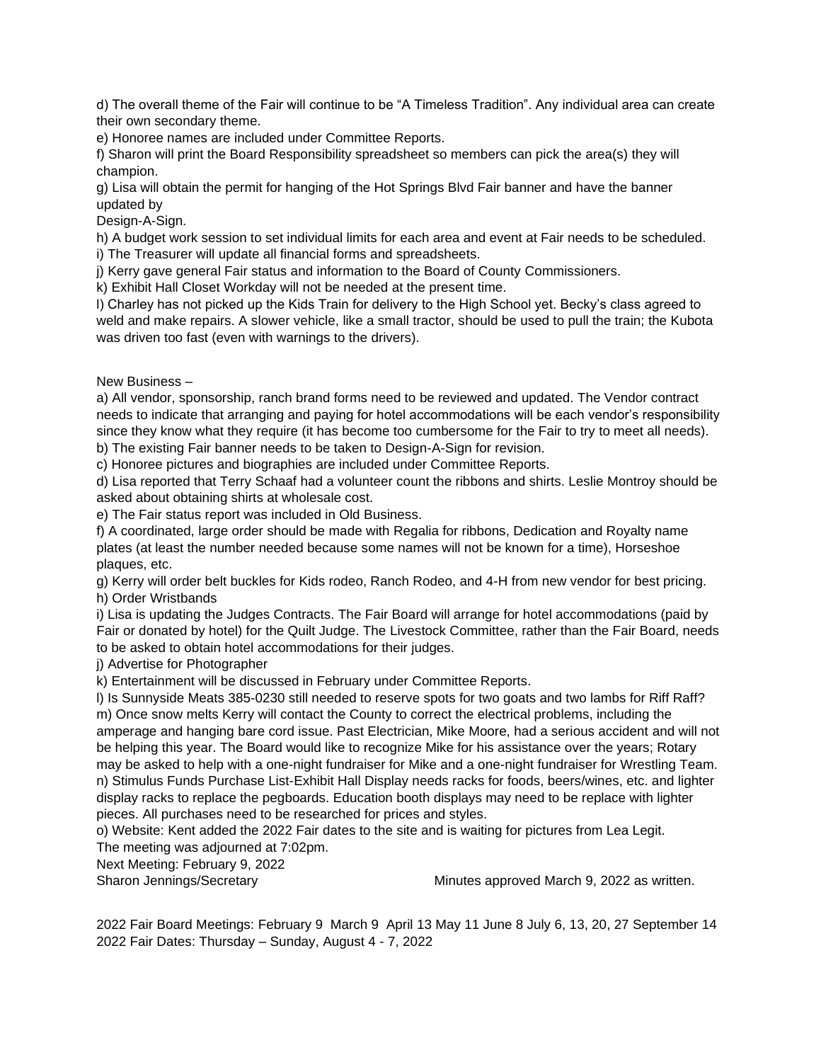d) The overall theme of the Fair will continue to be "A Timeless Tradition". Any individual area can create their own secondary theme.
e) Honoree names are included under Committee Reports.
f) Sharon will print the Board Responsibility spreadsheet so members can pick the area(s) they will champion.
g) Lisa will obtain the permit for hanging of the Hot Springs Blvd Fair banner and have the banner updated by
Design-A-Sign.
h) A budget work session to set individual limits for each area and event at Fair needs to be scheduled.
i) The Treasurer will update all financial forms and spreadsheets.
j) Kerry gave general Fair status and information to the Board of County Commissioners.
k) Exhibit Hall Closet Workday will not be needed at the present time.
l) Charley has not picked up the Kids Train for delivery to the High School yet. Becky's class agreed to weld and make repairs. A slower vehicle, like a small tractor, should be used to pull the train; the Kubota was driven too fast (even with warnings to the drivers).

New Business –
a) All vendor, sponsorship, ranch brand forms need to be reviewed and updated. The Vendor contract needs to indicate that arranging and paying for hotel accommodations will be each vendor's responsibility since they know what they require (it has become too cumbersome for the Fair to try to meet all needs).
b) The existing Fair banner needs to be taken to Design-A-Sign for revision.
c) Honoree pictures and biographies are included under Committee Reports.
d) Lisa reported that Terry Schaaf had a volunteer count the ribbons and shirts. Leslie Montroy should be asked about obtaining shirts at wholesale cost.
e) The Fair status report was included in Old Business.
f) A coordinated, large order should be made with Regalia for ribbons, Dedication and Royalty name plates (at least the number needed because some names will not be known for a time), Horseshoe plaques, etc.
g) Kerry will order belt buckles for Kids rodeo, Ranch Rodeo, and 4-H from new vendor for best pricing.
h) Order Wristbands
i) Lisa is updating the Judges Contracts. The Fair Board will arrange for hotel accommodations (paid by Fair or donated by hotel) for the Quilt Judge. The Livestock Committee, rather than the Fair Board, needs to be asked to obtain hotel accommodations for their judges.
j) Advertise for Photographer
k) Entertainment will be discussed in February under Committee Reports.
l) Is Sunnyside Meats 385-0230 still needed to reserve spots for two goats and two lambs for Riff Raff?
m) Once snow melts Kerry will contact the County to correct the electrical problems, including the amperage and hanging bare cord issue. Past Electrician, Mike Moore, had a serious accident and will not be helping this year. The Board would like to recognize Mike for his assistance over the years; Rotary may be asked to help with a one-night fundraiser for Mike and a one-night fundraiser for Wrestling Team.
n) Stimulus Funds Purchase List-Exhibit Hall Display needs racks for foods, beers/wines, etc. and lighter display racks to replace the pegboards. Education booth displays may need to be replace with lighter pieces. All purchases need to be researched for prices and styles.
o) Website: Kent added the 2022 Fair dates to the site and is waiting for pictures from Lea Legit.
The meeting was adjourned at 7:02pm.
Next Meeting: February 9, 2022
Sharon Jennings/Secretary Minutes approved March 9, 2022 as written.

2022 Fair Board Meetings: February 9 March 9 April 13 May 11 June 8 July 6, 13, 20, 27 September 14
2022 Fair Dates: Thursday – Sunday, August 4 - 7, 2022